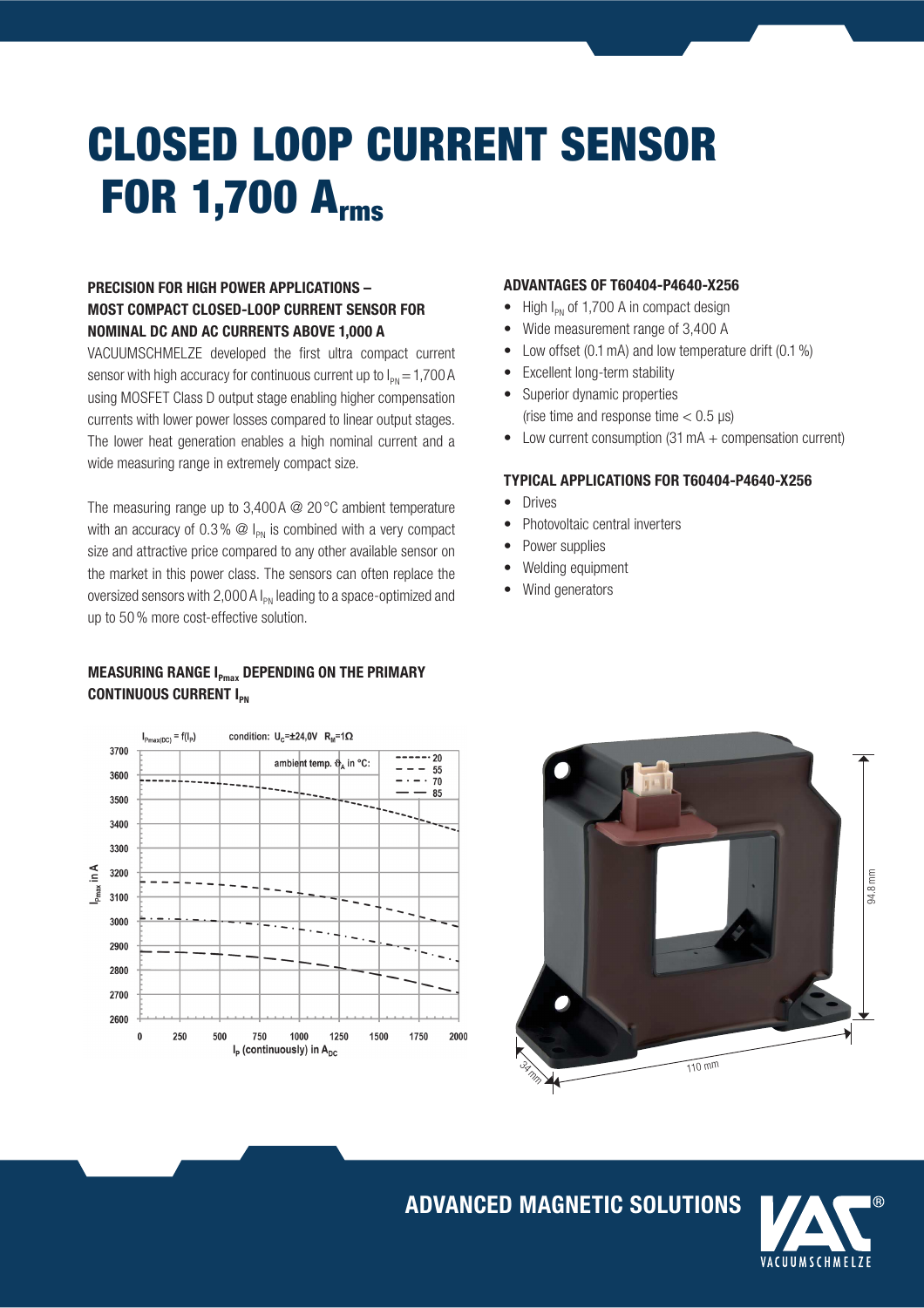# CLOSED LOOP CURRENT SENSOR FOR 1,700 $A_{rms}$

### PRECISION FOR HIGH POWER APPLICATIONS – MOST COMPACT CLOSED-LOOP CURRENT SENSOR FOR NOMINAL DC AND AC CURRENTS ABOVE 1,000 A

VACUUMSCHMELZE developed the first ultra compact current sensor with high accuracy for continuous current up to $I_{PN}$ = 1,700 A using MOSFET Class D output stage enabling higher compensation currents with lower power losses compared to linear output stages. The lower heat generation enables a high nominal current and a wide measuring range in extremely compact size.

The measuring range up to 3,400 A @ 20 °C ambient temperature with an accuracy of 0.3 % @ $I_{PN}$ is combined with a very compact size and attractive price compared to any other available sensor on the market in this power class. The sensors can often replace the oversized sensors with 2,000 A $I_{PN}$ leading to a space-optimized and up to 50 % more cost-effective solution.

### ADVANTAGES OF T60404-P4640-X256

- High $I_{PN}$ of 1,700 A in compact design
- Wide measurement range of 3,400 A
- Low offset (0.1 mA) and low temperature drift (0.1 %)
- Excellent long-term stability
- Superior dynamic properties (rise time and response time < 0.5 µs)
- Low current consumption (31 mA + compensation current)

### TYPICAL APPLICATIONS FOR T60404-P4640-X256

- Drives
- Photovoltaic central inverters
- Power supplies
- Welding equipment
- Wind generators

### MEASURING RANGE $I_{Pmax}$ DEPENDING ON THE PRIMARY CONTINUOUS CURRENT $I_{PN}$

$I_{Pmax(DC)} = f(I_P)$ condition: $U_C = \pm 24{,}0V$ $R_M = 1\Omega$

ambient temp. $\vartheta_A$ in °C: 20, 55, 70, 85

$I_{Pmax}$ in A: 2600, 2700, 2800, 2900, 3000, 3100, 3200, 3300, 3400, 3500, 3600, 3700

$I_P$ (continuously) in $A_{DC}$: 0, 250, 500, 750, 1000, 1250, 1500, 1750, 2000

94.8 mm

110 mm

34 mm

ADVANCED MAGNETIC SOLUTIONS

VACUUMSCHMELZE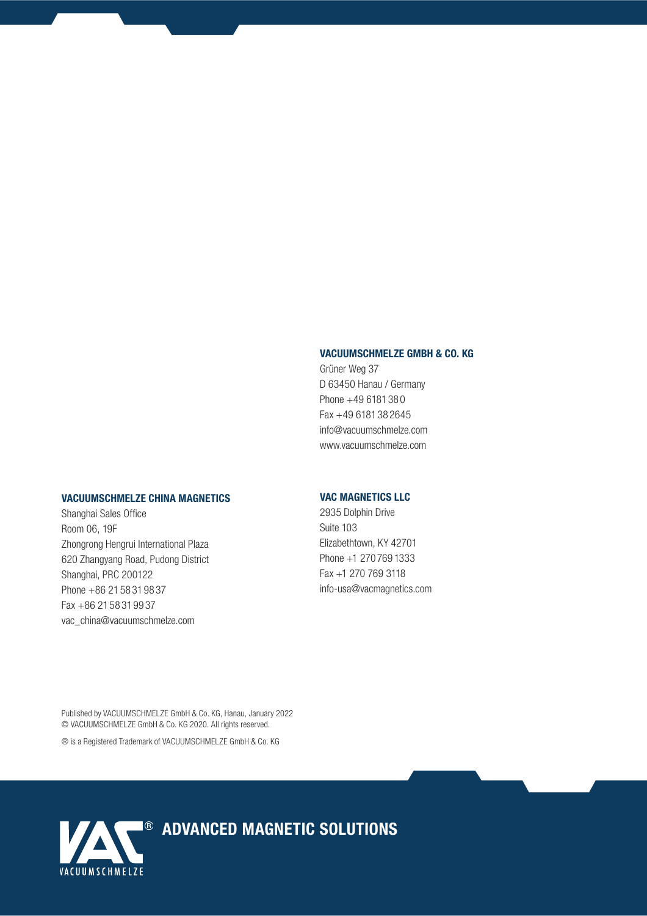**VACUUMSCHMELZE GMBH & CO. KG**
Grüner Weg 37
D 63450 Hanau / Germany
Phone +49 6181 38 0
Fax +49 6181 38 2645
info@vacuumschmelze.com
www.vacuumschmelze.com

**VACUUMSCHMELZE CHINA MAGNETICS**
Shanghai Sales Office
Room 06, 19F
Zhongrong Hengrui International Plaza
620 Zhangyang Road, Pudong District
Shanghai, PRC 200122
Phone +86 21 58 31 98 37
Fax +86 21 58 31 99 37
vac_china@vacuumschmelze.com

**VAC MAGNETICS LLC**
2935 Dolphin Drive
Suite 103
Elizabethtown, KY 42701
Phone +1 270 769 1333
Fax +1 270 769 3118
info-usa@vacmagnetics.com

Published by VACUUMSCHMELZE GmbH & Co. KG, Hanau, January 2022
© VACUUMSCHMELZE GmbH & Co. KG 2020. All rights reserved.

® is a Registered Trademark of VACUUMSCHMELZE GmbH & Co. KG

VAC® VACUUMSCHMELZE **ADVANCED MAGNETIC SOLUTIONS**